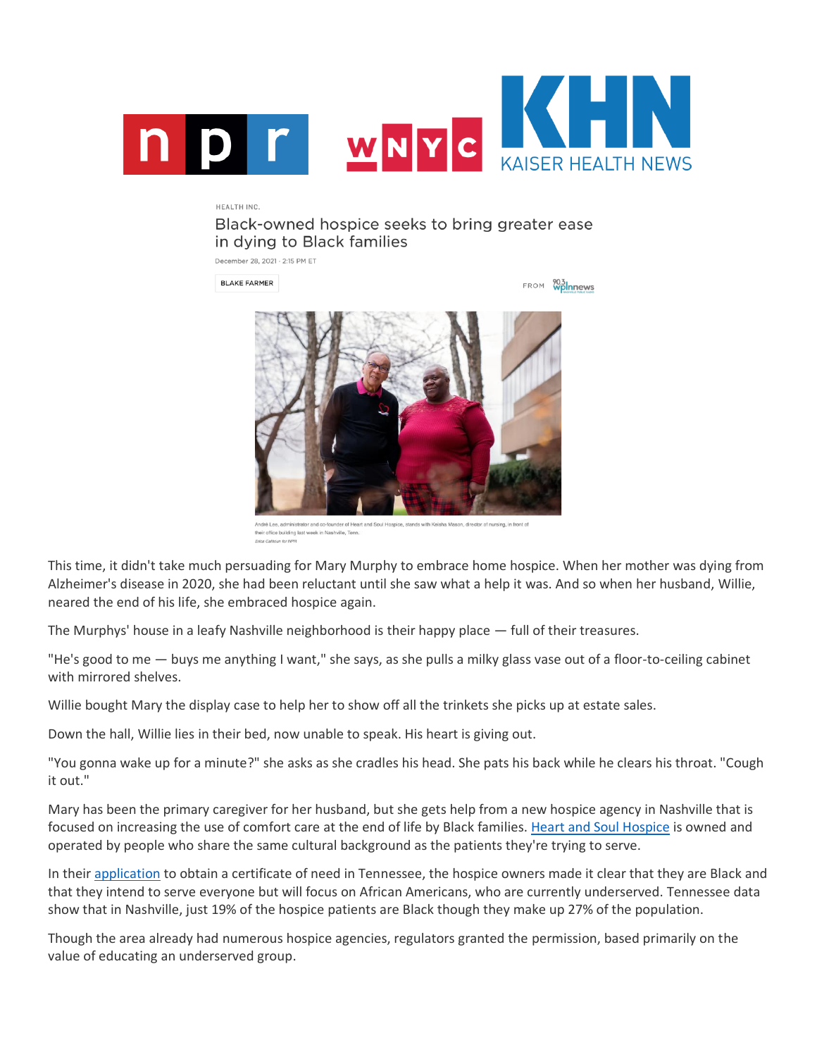HEALTH INC.

# Black-owned hospice seeks to bring greater ease in dying to Black families

December 28, 2021 · 2:15 PM ET

BLAKE FARMER

FROM 90.3 wplnnews

André Lee, administrator and co-founder of Heart and Soul Hospice, stands with Keisha Mason, director of nursing, in front of their office building last week in Nashville, Tenn.

*Erica Calhoun for NPR*

This time, it didn't take much persuading for Mary Murphy to embrace home hospice. When her mother was dying from Alzheimer's disease in 2020, she had been reluctant until she saw what a help it was. And so when her husband, Willie, neared the end of his life, she embraced hospice again.

The Murphys' house in a leafy Nashville neighborhood is their happy place — full of their treasures.

"He's good to me — buys me anything I want," she says, as she pulls a milky glass vase out of a floor-to-ceiling cabinet with mirrored shelves.

Willie bought Mary the display case to help her to show off all the trinkets she picks up at estate sales.

Down the hall, Willie lies in their bed, now unable to speak. His heart is giving out.

"You gonna wake up for a minute?" she asks as she cradles his head. She pats his back while he clears his throat. "Cough it out."

Mary has been the primary caregiver for her husband, but she gets help from a new hospice agency in Nashville that is focused on increasing the use of comfort care at the end of life by Black families. Heart and Soul Hospice is owned and operated by people who share the same cultural background as the patients they're trying to serve.

In their application to obtain a certificate of need in Tennessee, the hospice owners made it clear that they are Black and that they intend to serve everyone but will focus on African Americans, who are currently underserved. Tennessee data show that in Nashville, just 19% of the hospice patients are Black though they make up 27% of the population.

Though the area already had numerous hospice agencies, regulators granted the permission, based primarily on the value of educating an underserved group.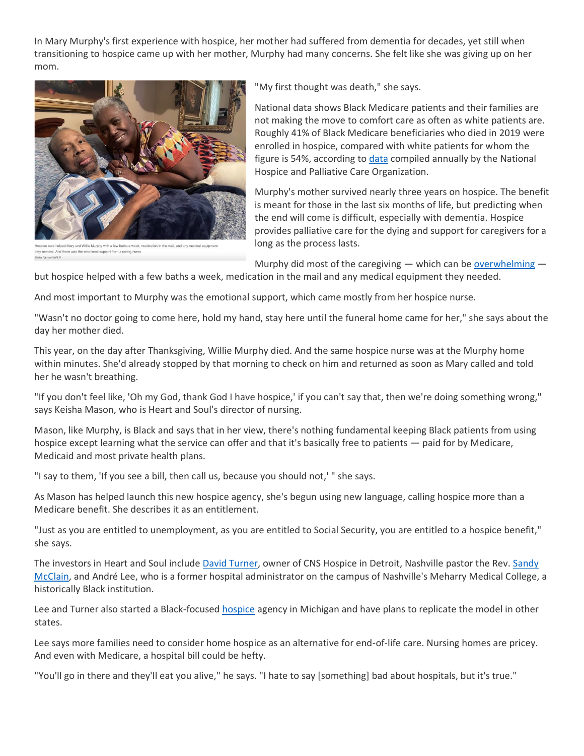In Mary Murphy's first experience with hospice, her mother had suffered from dementia for decades, yet still when transitioning to hospice came up with her mother, Murphy had many concerns. She felt like she was giving up on her mom.

Hospice care helped Mary and Willie Murphy with a few baths a week, medication in the mail, and any medical equipment they needed. And there was the emotional support from a caring nurse.
Blake Farmer/WPLN

"My first thought was death," she says.

National data shows Black Medicare patients and their families are not making the move to comfort care as often as white patients are. Roughly 41% of Black Medicare beneficiaries who died in 2019 were enrolled in hospice, compared with white patients for whom the figure is 54%, according to data compiled annually by the National Hospice and Palliative Care Organization.

Murphy's mother survived nearly three years on hospice. The benefit is meant for those in the last six months of life, but predicting when the end will come is difficult, especially with dementia. Hospice provides palliative care for the dying and support for caregivers for a long as the process lasts.

Murphy did most of the caregiving — which can be overwhelming — but hospice helped with a few baths a week, medication in the mail and any medical equipment they needed.

And most important to Murphy was the emotional support, which came mostly from her hospice nurse.

"Wasn't no doctor going to come here, hold my hand, stay here until the funeral home came for her," she says about the day her mother died.

This year, on the day after Thanksgiving, Willie Murphy died. And the same hospice nurse was at the Murphy home within minutes. She'd already stopped by that morning to check on him and returned as soon as Mary called and told her he wasn't breathing.

"If you don't feel like, 'Oh my God, thank God I have hospice,' if you can't say that, then we're doing something wrong," says Keisha Mason, who is Heart and Soul's director of nursing.

Mason, like Murphy, is Black and says that in her view, there's nothing fundamental keeping Black patients from using hospice except learning what the service can offer and that it's basically free to patients — paid for by Medicare, Medicaid and most private health plans.

"I say to them, 'If you see a bill, then call us, because you should not,' " she says.

As Mason has helped launch this new hospice agency, she's begun using new language, calling hospice more than a Medicare benefit. She describes it as an entitlement.

"Just as you are entitled to unemployment, as you are entitled to Social Security, you are entitled to a hospice benefit," she says.

The investors in Heart and Soul include David Turner, owner of CNS Hospice in Detroit, Nashville pastor the Rev. Sandy McClain, and André Lee, who is a former hospital administrator on the campus of Nashville's Meharry Medical College, a historically Black institution.

Lee and Turner also started a Black-focused hospice agency in Michigan and have plans to replicate the model in other states.

Lee says more families need to consider home hospice as an alternative for end-of-life care. Nursing homes are pricey. And even with Medicare, a hospital bill could be hefty.

"You'll go in there and they'll eat you alive," he says. "I hate to say [something] bad about hospitals, but it's true."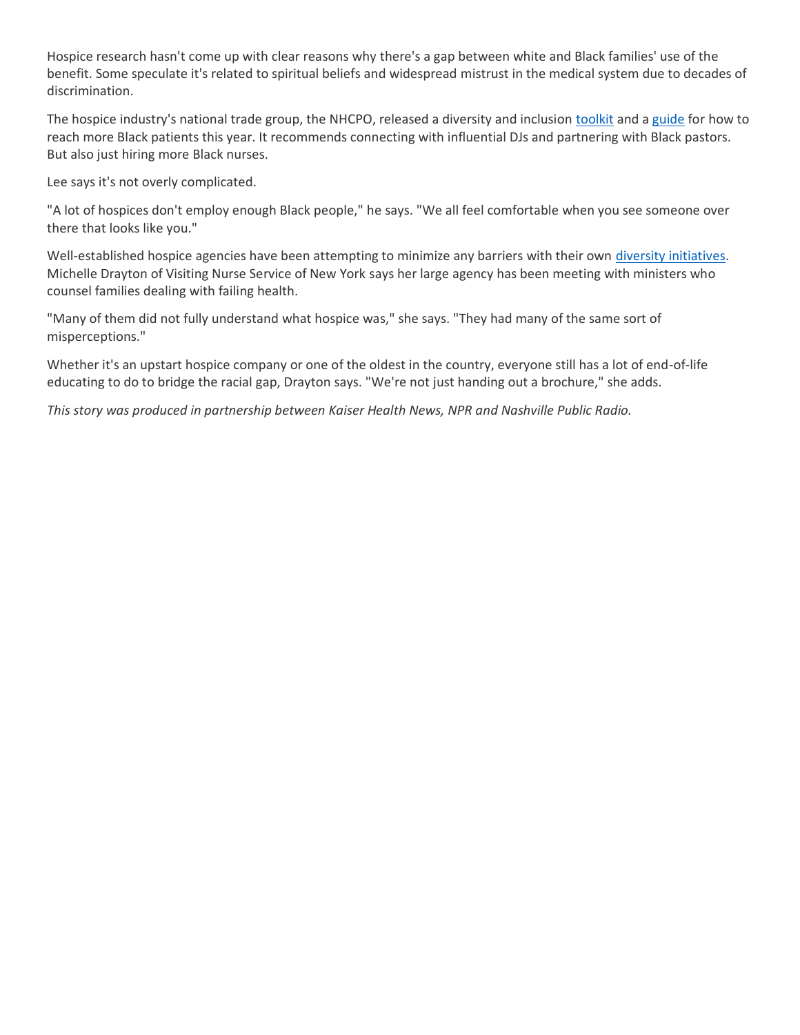Hospice research hasn't come up with clear reasons why there's a gap between white and Black families' use of the benefit. Some speculate it's related to spiritual beliefs and widespread mistrust in the medical system due to decades of discrimination.

The hospice industry's national trade group, the NHCPO, released a diversity and inclusion toolkit and a guide for how to reach more Black patients this year. It recommends connecting with influential DJs and partnering with Black pastors. But also just hiring more Black nurses.

Lee says it's not overly complicated.

"A lot of hospices don't employ enough Black people," he says. "We all feel comfortable when you see someone over there that looks like you."

Well-established hospice agencies have been attempting to minimize any barriers with their own diversity initiatives. Michelle Drayton of Visiting Nurse Service of New York says her large agency has been meeting with ministers who counsel families dealing with failing health.

"Many of them did not fully understand what hospice was," she says. "They had many of the same sort of misperceptions."

Whether it's an upstart hospice company or one of the oldest in the country, everyone still has a lot of end-of-life educating to do to bridge the racial gap, Drayton says. "We're not just handing out a brochure," she adds.

*This story was produced in partnership between Kaiser Health News, NPR and Nashville Public Radio.*